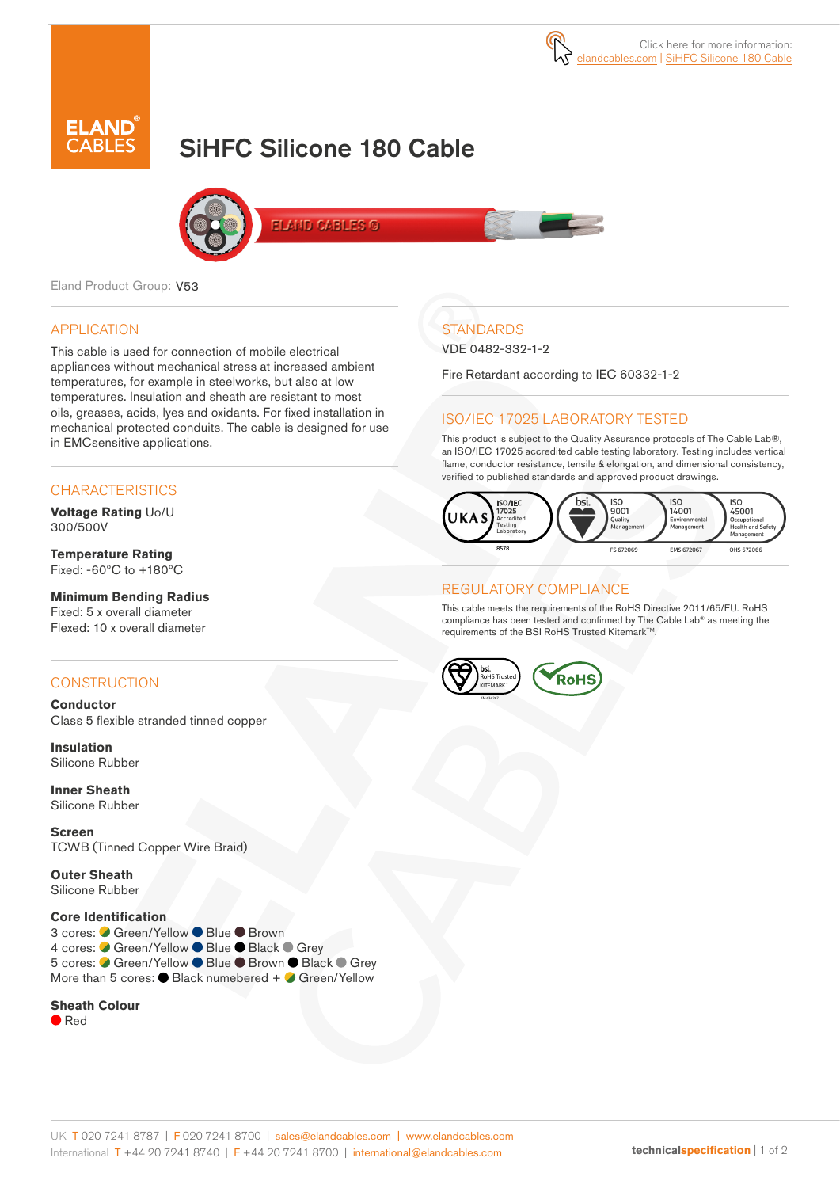Click here for more information: elandcables.com | SiHFC Silicone 180 Cable

# SiHFC Silicone 180 Cable

Eland Product Group: V53

## APPLICATION

This cable is used for connection of mobile electrical appliances without mechanical stress at increased ambient temperatures, for example in steelworks, but also at low temperatures. Insulation and sheath are resistant to most oils, greases, acids, lyes and oxidants. For fixed installation in mechanical protected conduits. The cable is designed for use in EMCsensitive applications.

## CHARACTERISTICS

**Voltage Rating** Uo/U
300/500V

**Temperature Rating**
Fixed: -60°C to +180°C

**Minimum Bending Radius**
Fixed: 5 x overall diameter
Flexed: 10 x overall diameter

## CONSTRUCTION

**Conductor**
Class 5 flexible stranded tinned copper

**Insulation**
Silicone Rubber

**Inner Sheath**
Silicone Rubber

**Screen**
TCWB (Tinned Copper Wire Braid)

**Outer Sheath**
Silicone Rubber

**Core Identification**
3 cores: Green/Yellow Blue Brown
4 cores: Green/Yellow Blue Black Grey
5 cores: Green/Yellow Blue Brown Black Grey
More than 5 cores: Black numbered + Green/Yellow

**Sheath Colour**
Red

## STANDARDS

VDE 0482-332-1-2

Fire Retardant according to IEC 60332-1-2

## ISO/IEC 17025 LABORATORY TESTED

This product is subject to the Quality Assurance protocols of The Cable Lab®, an ISO/IEC 17025 accredited cable testing laboratory. Testing includes vertical flame, conductor resistance, tensile & elongation, and dimensional consistency, verified to published standards and approved product drawings.

UKAS ISO/IEC 17025 Accredited Testing Laboratory 8578 | bsi. ISO 9001 Quality Management FS 672069 | ISO 14001 Environmental Management EMS 672067 | ISO 45001 Occupational Health and Safety Management OHS 672066

## REGULATORY COMPLIANCE

This cable meets the requirements of the RoHS Directive 2011/65/EU. RoHS compliance has been tested and confirmed by The Cable Lab® as meeting the requirements of the BSI RoHS Trusted Kitemark™.

bsi. RoHS Trusted KITEMARK™ | RoHS

UK T 020 7241 8787 | F 020 7241 8700 | sales@elandcables.com | www.elandcables.com
International T +44 20 7241 8740 | F +44 20 7241 8700 | international@elandcables.com

technicalspecification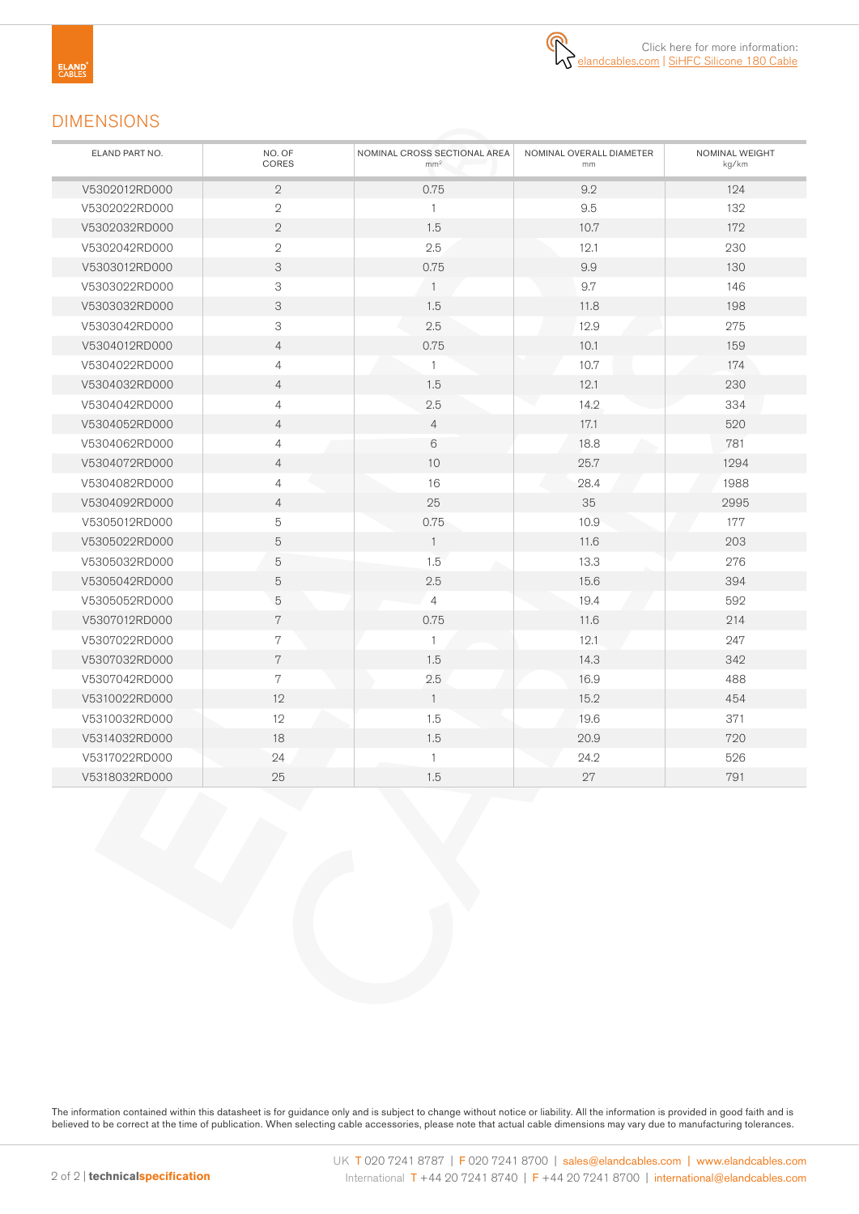Click here for more information: elandcables.com | SiHFC Silicone 180 Cable

## DIMENSIONS

| ELAND PART NO. | NO. OF CORES | NOMINAL CROSS SECTIONAL AREA mm² | NOMINAL OVERALL DIAMETER mm | NOMINAL WEIGHT kg/km |
|---|---|---|---|---|
| V5302012RD000 | 2 | 0.75 | 9.2 | 124 |
| V5302022RD000 | 2 | 1 | 9.5 | 132 |
| V5302032RD000 | 2 | 1.5 | 10.7 | 172 |
| V5302042RD000 | 2 | 2.5 | 12.1 | 230 |
| V5303012RD000 | 3 | 0.75 | 9.9 | 130 |
| V5303022RD000 | 3 | 1 | 9.7 | 146 |
| V5303032RD000 | 3 | 1.5 | 11.8 | 198 |
| V5303042RD000 | 3 | 2.5 | 12.9 | 275 |
| V5304012RD000 | 4 | 0.75 | 10.1 | 159 |
| V5304022RD000 | 4 | 1 | 10.7 | 174 |
| V5304032RD000 | 4 | 1.5 | 12.1 | 230 |
| V5304042RD000 | 4 | 2.5 | 14.2 | 334 |
| V5304052RD000 | 4 | 4 | 17.1 | 520 |
| V5304062RD000 | 4 | 6 | 18.8 | 781 |
| V5304072RD000 | 4 | 10 | 25.7 | 1294 |
| V5304082RD000 | 4 | 16 | 28.4 | 1988 |
| V5304092RD000 | 4 | 25 | 35 | 2995 |
| V5305012RD000 | 5 | 0.75 | 10.9 | 177 |
| V5305022RD000 | 5 | 1 | 11.6 | 203 |
| V5305032RD000 | 5 | 1.5 | 13.3 | 276 |
| V5305042RD000 | 5 | 2.5 | 15.6 | 394 |
| V5305052RD000 | 5 | 4 | 19.4 | 592 |
| V5307012RD000 | 7 | 0.75 | 11.6 | 214 |
| V5307022RD000 | 7 | 1 | 12.1 | 247 |
| V5307032RD000 | 7 | 1.5 | 14.3 | 342 |
| V5307042RD000 | 7 | 2.5 | 16.9 | 488 |
| V5310022RD000 | 12 | 1 | 15.2 | 454 |
| V5310032RD000 | 12 | 1.5 | 19.6 | 371 |
| V5314032RD000 | 18 | 1.5 | 20.9 | 720 |
| V5317022RD000 | 24 | 1 | 24.2 | 526 |
| V5318032RD000 | 25 | 1.5 | 27 | 791 |

The information contained within this datasheet is for guidance only and is subject to change without notice or liability. All the information is provided in good faith and is believed to be correct at the time of publication. When selecting cable accessories, please note that actual cable dimensions may vary due to manufacturing tolerances.

UK T 020 7241 8787 | F 020 7241 8700 | sales@elandcables.com | www.elandcables.com
International T +44 20 7241 8740 | F +44 20 7241 8700 | international@elandcables.com